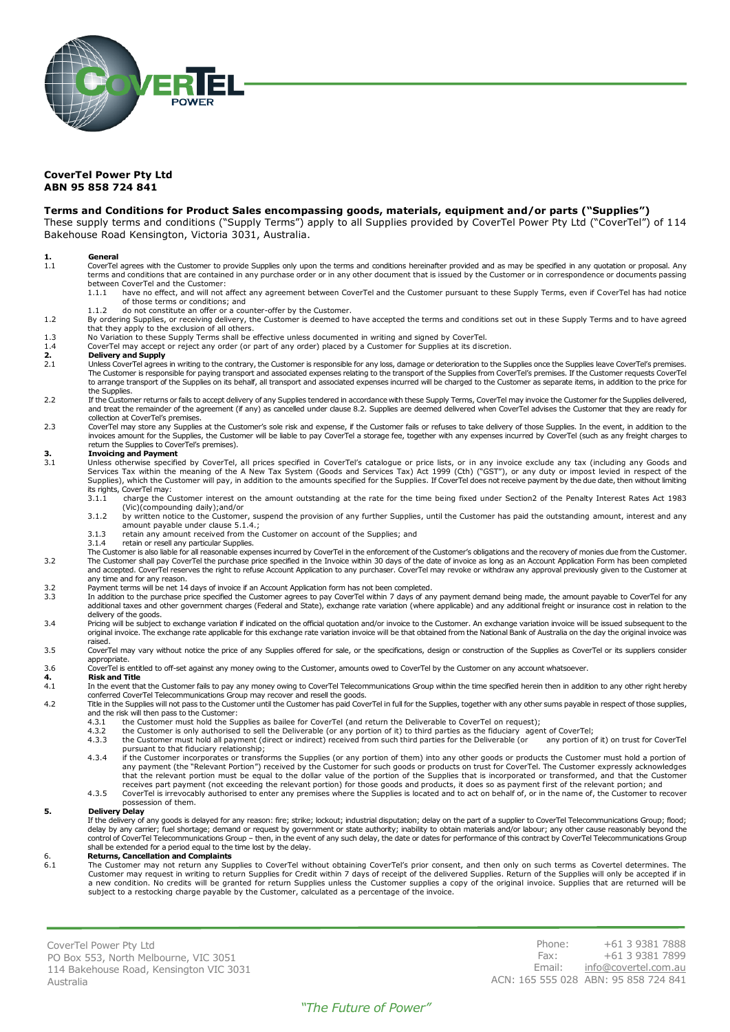**CoverTel Power Pty Ltd**
**ABN 95 858 724 841**

## Terms and Conditions for Product Sales encompassing goods, materials, equipment and/or parts ("Supplies")

These supply terms and conditions ("Supply Terms") apply to all Supplies provided by CoverTel Power Pty Ltd ("CoverTel") of 114 Bakehouse Road Kensington, Victoria 3031, Australia.

**1. General**

1.1 CoverTel agrees with the Customer to provide Supplies only upon the terms and conditions hereinafter provided and as may be specified in any quotation or proposal. Any terms and conditions that are contained in any purchase order or in any other document that is issued by the Customer or in correspondence or documents passing between CoverTel and the Customer:

1.1.1 have no effect, and will not affect any agreement between CoverTel and the Customer pursuant to these Supply Terms, even if CoverTel has had notice of those terms or conditions; and

1.1.2 do not constitute an offer or a counter-offer by the Customer.

1.2 By ordering Supplies, or receiving delivery, the Customer is deemed to have accepted the terms and conditions set out in these Supply Terms and to have agreed that they apply to the exclusion of all others.

1.3 No Variation to these Supply Terms shall be effective unless documented in writing and signed by CoverTel.

1.4 CoverTel may accept or reject any order (or part of any order) placed by a Customer for Supplies at its discretion.

**2. Delivery and Supply**

2.1 Unless CoverTel agrees in writing to the contrary, the Customer is responsible for any loss, damage or deterioration to the Supplies once the Supplies leave CoverTel's premises. The Customer is responsible for paying transport and associated expenses relating to the transport of the Supplies from CoverTel's premises. If the Customer requests CoverTel to arrange transport of the Supplies on its behalf, all transport and associated expenses incurred will be charged to the Customer as separate items, in addition to the price for the Supplies.

2.2 If the Customer returns or fails to accept delivery of any Supplies tendered in accordance with these Supply Terms, CoverTel may invoice the Customer for the Supplies delivered, and treat the remainder of the agreement (if any) as cancelled under clause 8.2. Supplies are deemed delivered when CoverTel advises the Customer that they are ready for collection at CoverTel's premises.

2.3 CoverTel may store any Supplies at the Customer's sole risk and expense, if the Customer fails or refuses to take delivery of those Supplies. In the event, in addition to the invoices amount for the Supplies, the Customer will be liable to pay CoverTel a storage fee, together with any expenses incurred by CoverTel (such as any freight charges to return the Supplies to CoverTel's premises).

**3. Invoicing and Payment**

3.1 Unless otherwise specified by CoverTel, all prices specified in CoverTel's catalogue or price lists, or in any invoice exclude any tax (including any Goods and Services Tax within the meaning of the A New Tax System (Goods and Services Tax) Act 1999 (Cth) ("GST"), or any duty or impost levied in respect of the Supplies), which the Customer will pay, in addition to the amounts specified for the Supplies. If CoverTel does not receive payment by the due date, then without limiting its rights, CoverTel may:

3.1.1 charge the Customer interest on the amount outstanding at the rate for the time being fixed under Section2 of the Penalty Interest Rates Act 1983 (Vic)(compounding daily);and/or

3.1.2 by written notice to the Customer, suspend the provision of any further Supplies, until the Customer has paid the outstanding amount, interest and any amount payable under clause 5.1.4.;

3.1.3 retain any amount received from the Customer on account of the Supplies; and

3.1.4 retain or resell any particular Supplies.

The Customer is also liable for all reasonable expenses incurred by CoverTel in the enforcement of the Customer's obligations and the recovery of monies due from the Customer.

3.2 The Customer shall pay CoverTel the purchase price specified in the Invoice within 30 days of the date of invoice as long as an Account Application Form has been completed and accepted. CoverTel reserves the right to refuse Account Application to any purchaser. CoverTel may revoke or withdraw any approval previously given to the Customer at any time and for any reason.

3.2 Payment terms will be net 14 days of invoice if an Account Application form has not been completed.

3.3 In addition to the purchase price specified the Customer agrees to pay CoverTel within 7 days of any payment demand being made, the amount payable to CoverTel for any additional taxes and other government charges (Federal and State), exchange rate variation (where applicable) and any additional freight or insurance cost in relation to the delivery of the goods.

3.4 Pricing will be subject to exchange variation if indicated on the official quotation and/or invoice to the Customer. An exchange variation invoice will be issued subsequent to the original invoice. The exchange rate applicable for this exchange rate variation invoice will be that obtained from the National Bank of Australia on the day the original invoice was raised.

3.5 CoverTel may vary without notice the price of any Supplies offered for sale, or the specifications, design or construction of the Supplies as CoverTel or its suppliers consider appropriate.

3.6 CoverTel is entitled to off-set against any money owing to the Customer, amounts owed to CoverTel by the Customer on any account whatsoever.

**4. Risk and Title**

4.1 In the event that the Customer fails to pay any money owing to CoverTel Telecommunications Group within the time specified herein then in addition to any other right hereby conferred CoverTel Telecommunications Group may recover and resell the goods.

4.2 Title in the Supplies will not pass to the Customer until the Customer has paid CoverTel in full for the Supplies, together with any other sums payable in respect of those supplies, and the risk will then pass to the Customer:

4.3.1 the Customer must hold the Supplies as bailee for CoverTel (and return the Deliverable to CoverTel on request);

4.3.2 the Customer is only authorised to sell the Deliverable (or any portion of it) to third parties as the fiduciary agent of CoverTel;

4.3.3 the Customer must hold all payment (direct or indirect) received from such third parties for the Deliverable (or any portion of it) on trust for CoverTel pursuant to that fiduciary relationship;

4.3.4 if the Customer incorporates or transforms the Supplies (or any portion of them) into any other goods or products the Customer must hold a portion of any payment (the "Relevant Portion") received by the Customer for such goods or products on trust for CoverTel. The Customer expressly acknowledges that the relevant portion must be equal to the dollar value of the portion of the Supplies that is incorporated or transformed, and that the Customer receives part payment (not exceeding the relevant portion) for those goods and products, it does so as payment first of the relevant portion; and

4.3.5 CoverTel is irrevocably authorised to enter any premises where the Supplies is located and to act on behalf of, or in the name of, the Customer to recover possession of them.

**5. Delivery Delay**

If the delivery of any goods is delayed for any reason: fire; strike; lockout; industrial disputation; delay on the part of a supplier to CoverTel Telecommunications Group; flood; delay by any carrier; fuel shortage; demand or request by government or state authority; inability to obtain materials and/or labour; any other cause reasonably beyond the control of CoverTel Telecommunications Group – then, in the event of any such delay, the date or dates for performance of this contract by CoverTel Telecommunications Group shall be extended for a period equal to the time lost by the delay.

**6. Returns, Cancellation and Complaints**

6.1 The Customer may not return any Supplies to CoverTel without obtaining CoverTel's prior consent, and then only on such terms as Covertel determines. The Customer may request in writing to return Supplies for Credit within 7 days of receipt of the delivered Supplies. Return of the Supplies will only be accepted if in a new condition. No credits will be granted for return Supplies unless the Customer supplies a copy of the original invoice. Supplies that are returned will be subject to a restocking charge payable by the Customer, calculated as a percentage of the invoice.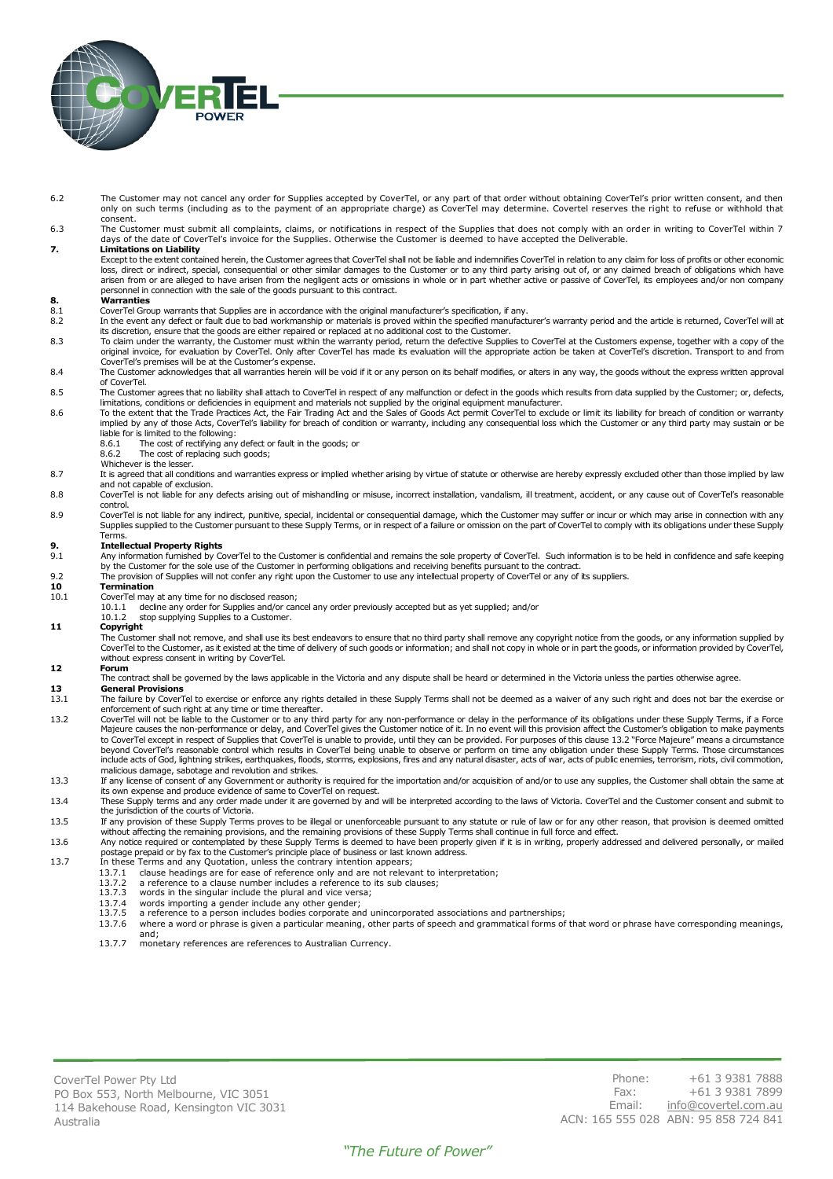6.2 The Customer may not cancel any order for Supplies accepted by CoverTel, or any part of that order without obtaining CoverTel's prior written consent, and then only on such terms (including as to the payment of an appropriate charge) as CoverTel may determine. Covertel reserves the right to refuse or withhold that consent.

6.3 The Customer must submit all complaints, claims, or notifications in respect of the Supplies that does not comply with an order in writing to CoverTel within 7 days of the date of CoverTel's invoice for the Supplies. Otherwise the Customer is deemed to have accepted the Deliverable.

**7. Limitations on Liability**

Except to the extent contained herein, the Customer agrees that CoverTel shall not be liable and indemnifies CoverTel in relation to any claim for loss of profits or other economic loss, direct or indirect, special, consequential or other similar damages to the Customer or to any third party arising out of, or any claimed breach of obligations which have arisen from or are alleged to have arisen from the negligent acts or omissions in whole or in part whether active or passive of CoverTel, its employees and/or non company personnel in connection with the sale of the goods pursuant to this contract.

**8. Warranties**

8.1 CoverTel Group warrants that Supplies are in accordance with the original manufacturer's specification, if any.

8.2 In the event any defect or fault due to bad workmanship or materials is proved within the specified manufacturer's warranty period and the article is returned, CoverTel will at its discretion, ensure that the goods are either repaired or replaced at no additional cost to the Customer.

8.3 To claim under the warranty, the Customer must within the warranty period, return the defective Supplies to CoverTel at the Customers expense, together with a copy of the original invoice, for evaluation by CoverTel. Only after CoverTel has made its evaluation will the appropriate action be taken at CoverTel's discretion. Transport to and from CoverTel's premises will be at the Customer's expense.

8.4 The Customer acknowledges that all warranties herein will be void if it or any person on its behalf modifies, or alters in any way, the goods without the express written approval of CoverTel.

8.5 The Customer agrees that no liability shall attach to CoverTel in respect of any malfunction or defect in the goods which results from data supplied by the Customer; or, defects, limitations, conditions or deficiencies in equipment and materials not supplied by the original equipment manufacturer.

8.6 To the extent that the Trade Practices Act, the Fair Trading Act and the Sales of Goods Act permit CoverTel to exclude or limit its liability for breach of condition or warranty implied by any of those Acts, CoverTel's liability for breach of condition or warranty, including any consequential loss which the Customer or any third party may sustain or be liable for is limited to the following:

- 8.6.1 The cost of rectifying any defect or fault in the goods; or
- 8.6.2 The cost of replacing such goods;

Whichever is the lesser.

8.7 It is agreed that all conditions and warranties express or implied whether arising by virtue of statute or otherwise are hereby expressly excluded other than those implied by law and not capable of exclusion.

8.8 CoverTel is not liable for any defects arising out of mishandling or misuse, incorrect installation, vandalism, ill treatment, accident, or any cause out of CoverTel's reasonable control.

8.9 CoverTel is not liable for any indirect, punitive, special, incidental or consequential damage, which the Customer may suffer or incur or which may arise in connection with any Supplies supplied to the Customer pursuant to these Supply Terms, or in respect of a failure or omission on the part of CoverTel to comply with its obligations under these Supply Terms.

**9. Intellectual Property Rights**

9.1 Any information furnished by CoverTel to the Customer is confidential and remains the sole property of CoverTel. Such information is to be held in confidence and safe keeping by the Customer for the sole use of the Customer in performing obligations and receiving benefits pursuant to the contract.

9.2 The provision of Supplies will not confer any right upon the Customer to use any intellectual property of CoverTel or any of its suppliers.

**10 Termination**

10.1 CoverTel may at any time for no disclosed reason;

- 10.1.1 decline any order for Supplies and/or cancel any order previously accepted but as yet supplied; and/or
- 10.1.2 stop supplying Supplies to a Customer.

**11 Copyright**

The Customer shall not remove, and shall use its best endeavors to ensure that no third party shall remove any copyright notice from the goods, or any information supplied by CoverTel to the Customer, as it existed at the time of delivery of such goods or information; and shall not copy in whole or in part the goods, or information provided by CoverTel, without express consent in writing by CoverTel.

**12 Forum**

The contract shall be governed by the laws applicable in the Victoria and any dispute shall be heard or determined in the Victoria unless the parties otherwise agree.

**13 General Provisions**

13.1 The failure by CoverTel to exercise or enforce any rights detailed in these Supply Terms shall not be deemed as a waiver of any such right and does not bar the exercise or enforcement of such right at any time or time thereafter.

13.2 CoverTel will not be liable to the Customer or to any third party for any non-performance or delay in the performance of its obligations under these Supply Terms, if a Force Majeure causes the non-performance or delay, and CoverTel gives the Customer notice of it. In no event will this provision affect the Customer's obligation to make payments to CoverTel except in respect of Supplies that CoverTel is unable to provide, until they can be provided. For purposes of this clause 13.2 "Force Majeure" means a circumstance beyond CoverTel's reasonable control which results in CoverTel being unable to observe or perform on time any obligation under these Supply Terms. Those circumstances include acts of God, lightning strikes, earthquakes, floods, storms, explosions, fires and any natural disaster, acts of war, acts of public enemies, terrorism, riots, civil commotion, malicious damage, sabotage and revolution and strikes.

13.3 If any license of consent of any Government or authority is required for the importation and/or acquisition of and/or to use any supplies, the Customer shall obtain the same at its own expense and produce evidence of same to CoverTel on request.

13.4 These Supply terms and any order made under it are governed by and will be interpreted according to the laws of Victoria. CoverTel and the Customer consent and submit to the jurisdiction of the courts of Victoria.

13.5 If any provision of these Supply Terms proves to be illegal or unenforceable pursuant to any statute or rule of law or for any other reason, that provision is deemed omitted without affecting the remaining provisions, and the remaining provisions of these Supply Terms shall continue in full force and effect.

13.6 Any notice required or contemplated by these Supply Terms is deemed to have been properly given if it is in writing, properly addressed and delivered personally, or mailed postage prepaid or by fax to the Customer's principle place of business or last known address.

13.7 In these Terms and any Quotation, unless the contrary intention appears;

- 13.7.1 clause headings are for ease of reference only and are not relevant to interpretation;
- 13.7.2 a reference to a clause number includes a reference to its sub clauses;
- 13.7.3 words in the singular include the plural and vice versa;
- 13.7.4 words importing a gender include any other gender;
- 13.7.5 a reference to a person includes bodies corporate and unincorporated associations and partnerships;
- 13.7.6 where a word or phrase is given a particular meaning, other parts of speech and grammatical forms of that word or phrase have corresponding meanings, and;
- 13.7.7 monetary references are references to Australian Currency.

CoverTel Power Pty Ltd
PO Box 553, North Melbourne, VIC 3051
114 Bakehouse Road, Kensington VIC 3031
Australia

Phone: +61 3 9381 7888
Fax: +61 3 9381 7899
Email: info@covertel.com.au
ACN: 165 555 028 ABN: 95 858 724 841

*"The Future of Power"*